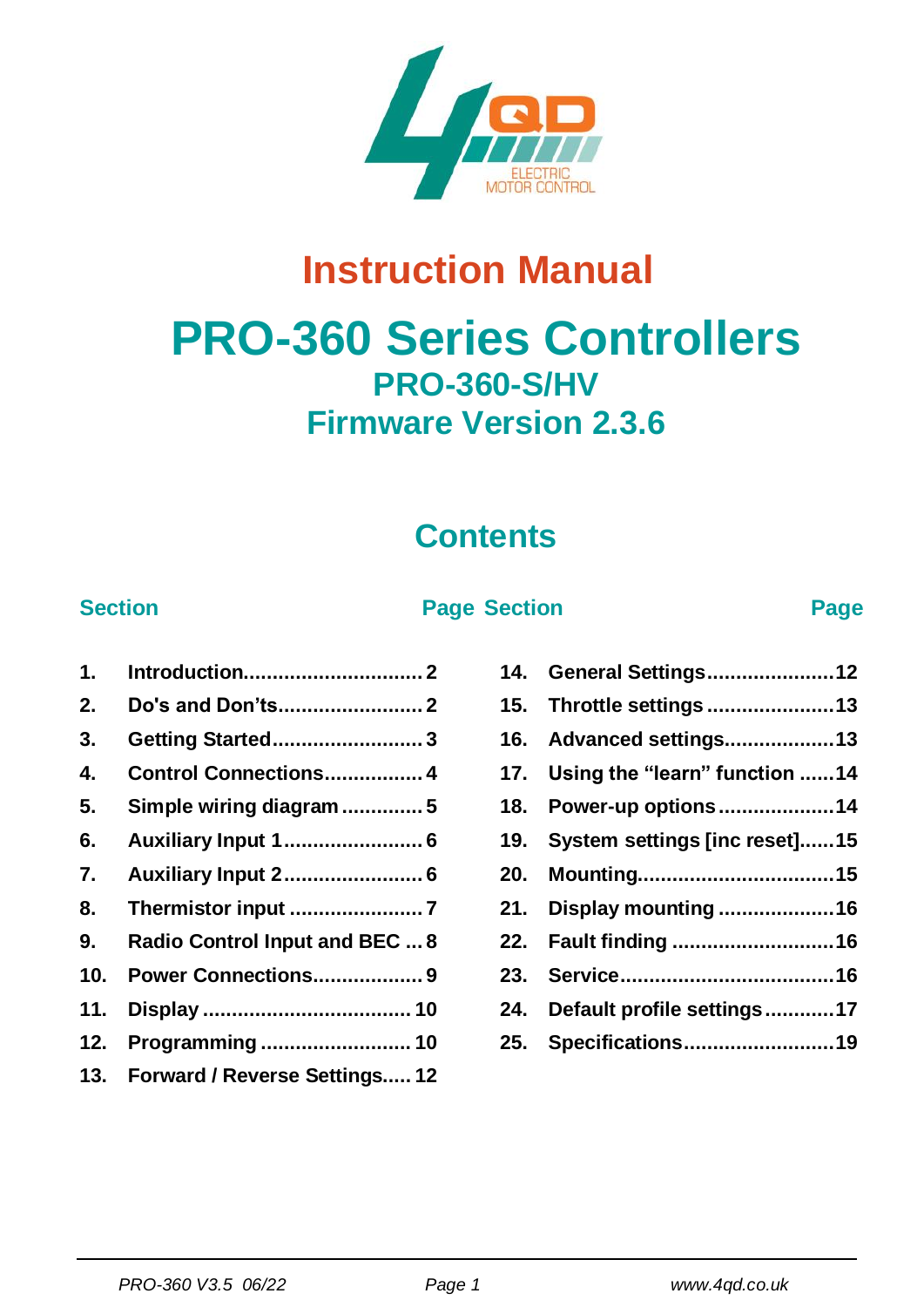# Instruction Manual

# PRO-360 Series Controllers

## PRO-360-S/HV

## Firmware Version 2.3.6

## Contents

| Section | | Page | Section | | Page |
|---|---|---|---|---|---|
| 1. | Introduction | 2 | 14. | General Settings | 12 |
| 2. | Do's and Don'ts | 2 | 15. | Throttle settings | 13 |
| 3. | Getting Started | 3 | 16. | Advanced settings | 13 |
| 4. | Control Connections | 4 | 17. | Using the "learn" function | 14 |
| 5. | Simple wiring diagram | 5 | 18. | Power-up options | 14 |
| 6. | Auxiliary Input 1 | 6 | 19. | System settings [inc reset] | 15 |
| 7. | Auxiliary Input 2 | 6 | 20. | Mounting | 15 |
| 8. | Thermistor input | 7 | 21. | Display mounting | 16 |
| 9. | Radio Control Input and BEC | 8 | 22. | Fault finding | 16 |
| 10. | Power Connections | 9 | 23. | Service | 16 |
| 11. | Display | 10 | 24. | Default profile settings | 17 |
| 12. | Programming | 10 | 25. | Specifications | 19 |
| 13. | Forward / Reverse Settings | 12 | | | |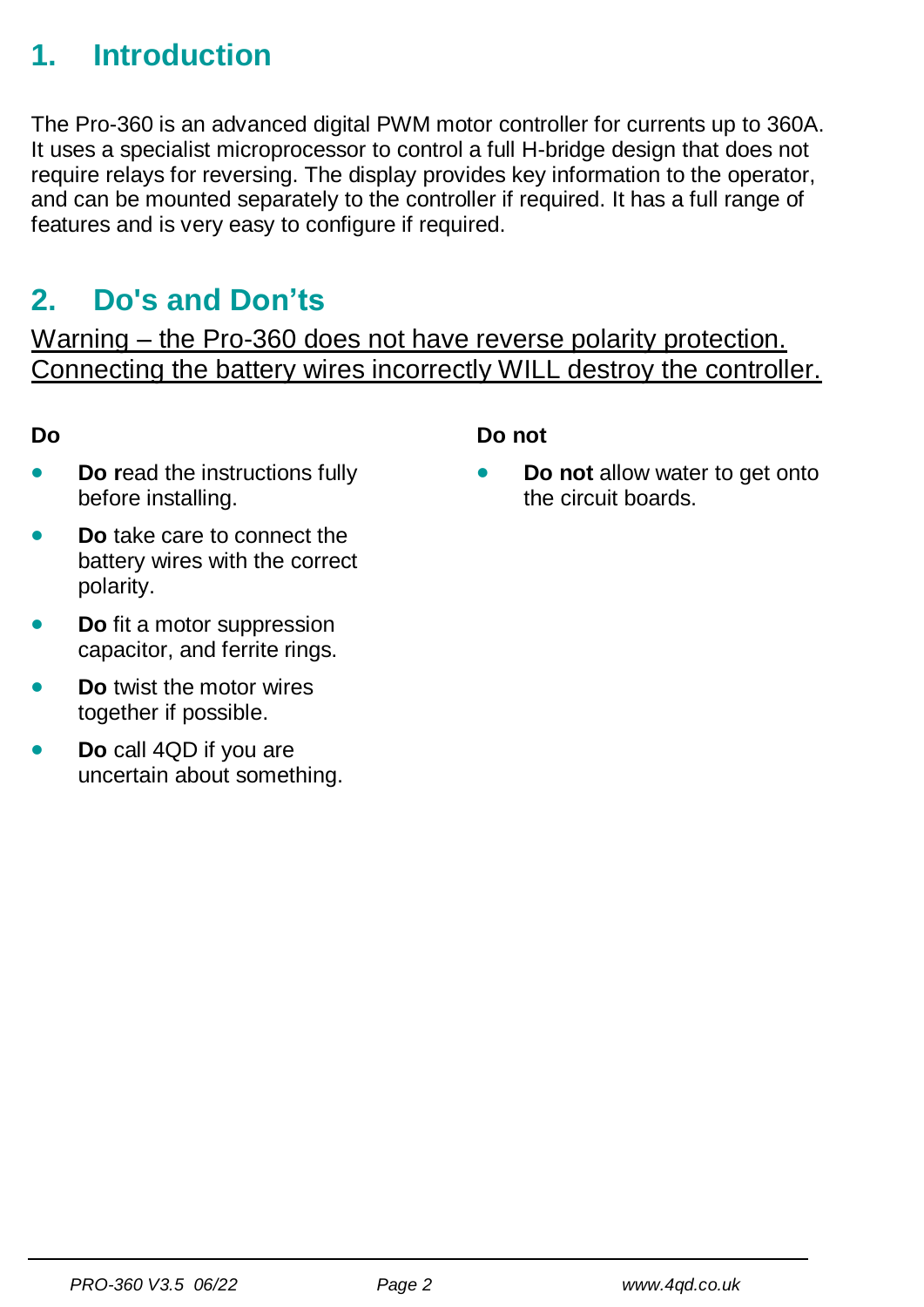# 1. Introduction

The Pro-360 is an advanced digital PWM motor controller for currents up to 360A. It uses a specialist microprocessor to control a full H-bridge design that does not require relays for reversing. The display provides key information to the operator, and can be mounted separately to the controller if required. It has a full range of features and is very easy to configure if required.

# 2. Do's and Don'ts

<u>Warning – the Pro-360 does not have reverse polarity protection. Connecting the battery wires incorrectly WILL destroy the controller.</u>

**Do**

- **Do r**ead the instructions fully before installing.
- **Do** take care to connect the battery wires with the correct polarity.
- **Do** fit a motor suppression capacitor, and ferrite rings.
- **Do** twist the motor wires together if possible.
- **Do** call 4QD if you are uncertain about something.

**Do not**

- **Do not** allow water to get onto the circuit boards.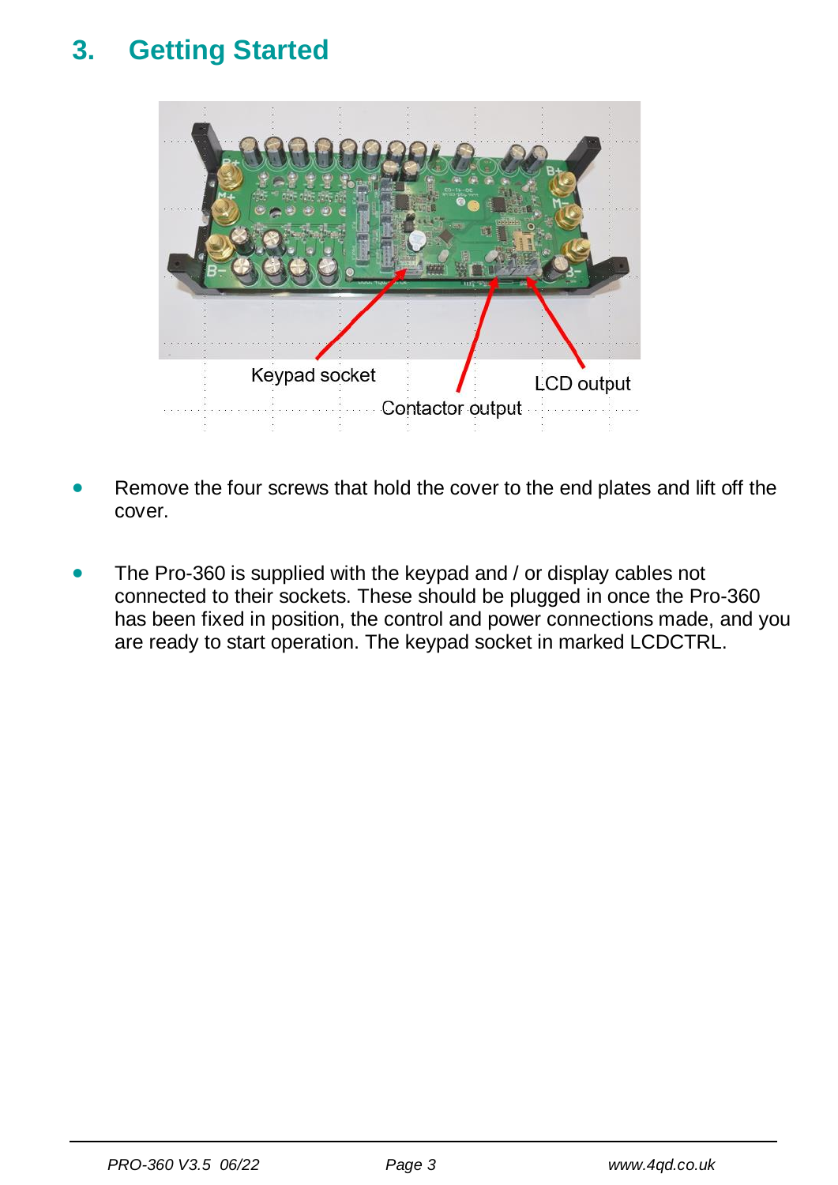# 3. Getting Started

Keypad socket

Contactor output

LCD output

- Remove the four screws that hold the cover to the end plates and lift off the cover.

- The Pro-360 is supplied with the keypad and / or display cables not connected to their sockets. These should be plugged in once the Pro-360 has been fixed in position, the control and power connections made, and you are ready to start operation. The keypad socket in marked LCDCTRL.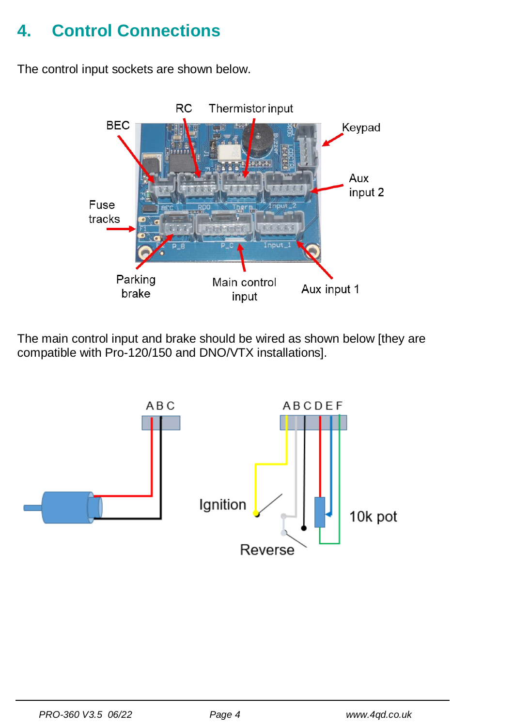# 4. Control Connections

The control input sockets are shown below.

The main control input and brake should be wired as shown below [they are compatible with Pro-120/150 and DNO/VTX installations].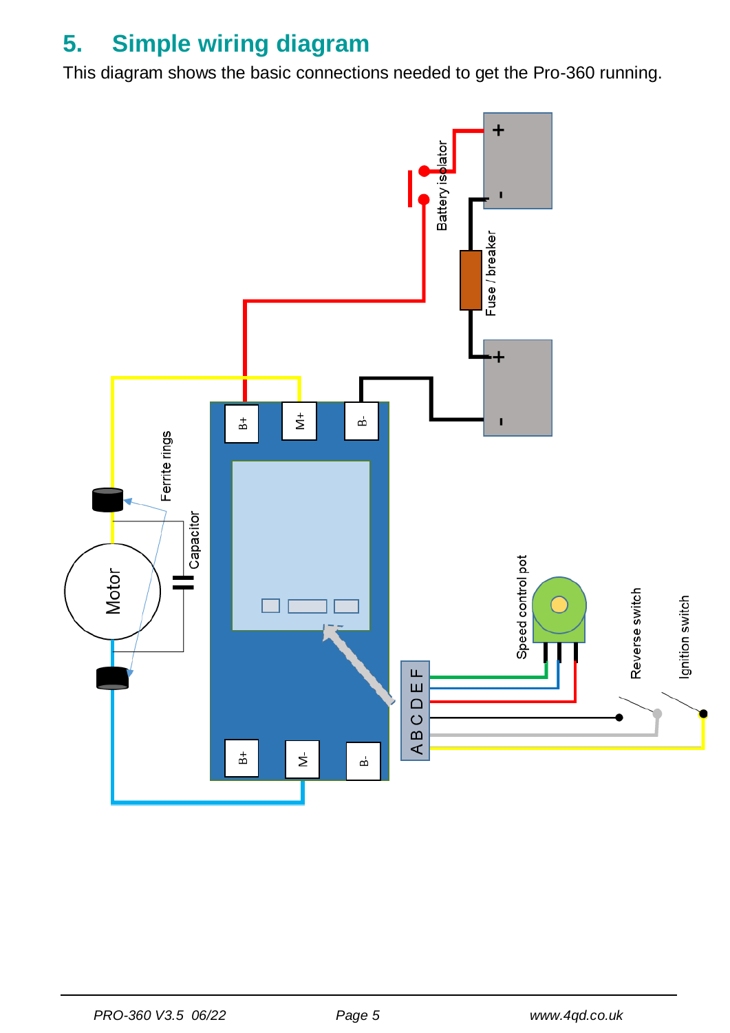## 5. Simple wiring diagram

This diagram shows the basic connections needed to get the Pro-360 running.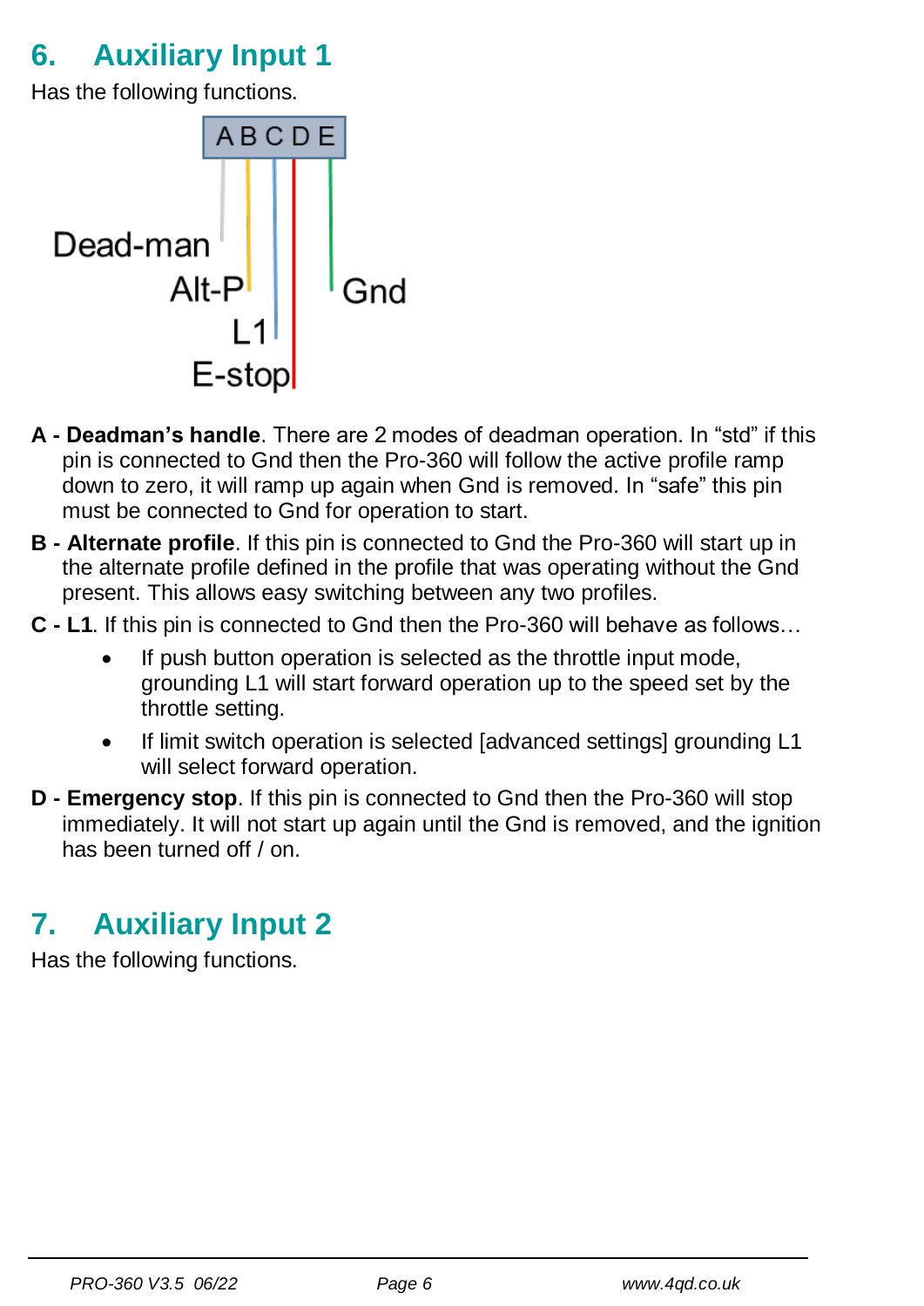## 6. Auxiliary Input 1

Has the following functions.

ABCDE

Dead-man
Alt-P
L1
E-stop
Gnd

**A - Deadman's handle**. There are 2 modes of deadman operation. In "std" if this pin is connected to Gnd then the Pro-360 will follow the active profile ramp down to zero, it will ramp up again when Gnd is removed. In "safe" this pin must be connected to Gnd for operation to start.

**B - Alternate profile**. If this pin is connected to Gnd the Pro-360 will start up in the alternate profile defined in the profile that was operating without the Gnd present. This allows easy switching between any two profiles.

**C - L1**. If this pin is connected to Gnd then the Pro-360 will behave as follows…

- If push button operation is selected as the throttle input mode, grounding L1 will start forward operation up to the speed set by the throttle setting.
- If limit switch operation is selected [advanced settings] grounding L1 will select forward operation.

**D - Emergency stop**. If this pin is connected to Gnd then the Pro-360 will stop immediately. It will not start up again until the Gnd is removed, and the ignition has been turned off / on.

## 7. Auxiliary Input 2

Has the following functions.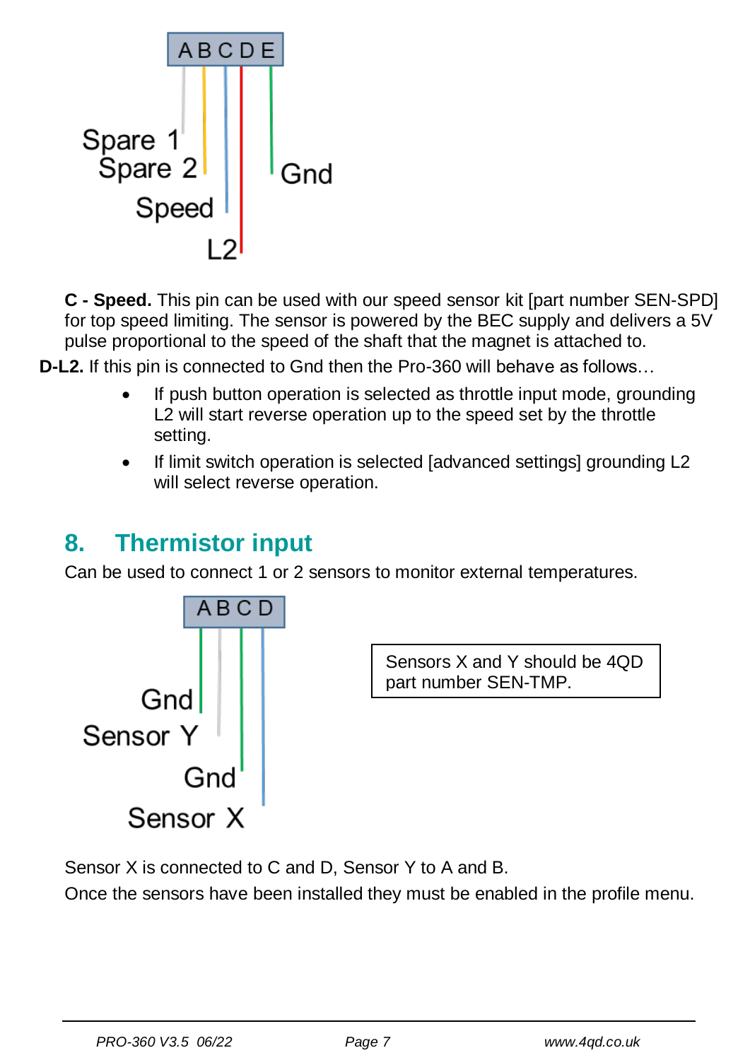ABCDE

Spare 1
Spare 2
Speed
L2
Gnd

**C - Speed.** This pin can be used with our speed sensor kit [part number SEN-SPD] for top speed limiting. The sensor is powered by the BEC supply and delivers a 5V pulse proportional to the speed of the shaft that the magnet is attached to.

**D-L2.** If this pin is connected to Gnd then the Pro-360 will behave as follows…

- If push button operation is selected as throttle input mode, grounding L2 will start reverse operation up to the speed set by the throttle setting.
- If limit switch operation is selected [advanced settings] grounding L2 will select reverse operation.

## 8. Thermistor input

Can be used to connect 1 or 2 sensors to monitor external temperatures.

ABCD

Gnd
Sensor Y
Gnd
Sensor X

Sensors X and Y should be 4QD part number SEN-TMP.

Sensor X is connected to C and D, Sensor Y to A and B.

Once the sensors have been installed they must be enabled in the profile menu.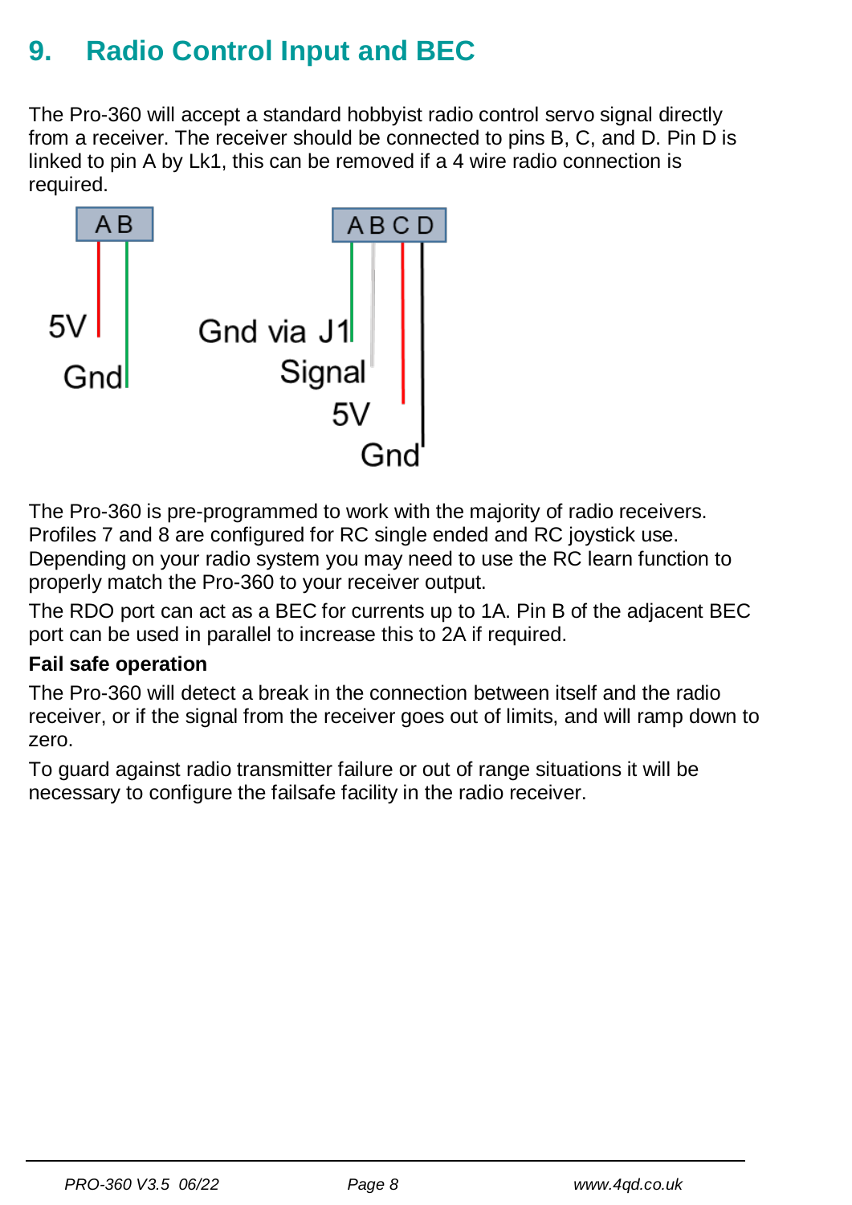# 9. Radio Control Input and BEC

The Pro-360 will accept a standard hobbyist radio control servo signal directly from a receiver. The receiver should be connected to pins B, C, and D. Pin D is linked to pin A by Lk1, this can be removed if a 4 wire radio connection is required.

A B

5V

Gnd

A B C D

Gnd via J1

Signal

5V

Gnd

The Pro-360 is pre-programmed to work with the majority of radio receivers. Profiles 7 and 8 are configured for RC single ended and RC joystick use. Depending on your radio system you may need to use the RC learn function to properly match the Pro-360 to your receiver output.

The RDO port can act as a BEC for currents up to 1A. Pin B of the adjacent BEC port can be used in parallel to increase this to 2A if required.

**Fail safe operation**

The Pro-360 will detect a break in the connection between itself and the radio receiver, or if the signal from the receiver goes out of limits, and will ramp down to zero.

To guard against radio transmitter failure or out of range situations it will be necessary to configure the failsafe facility in the radio receiver.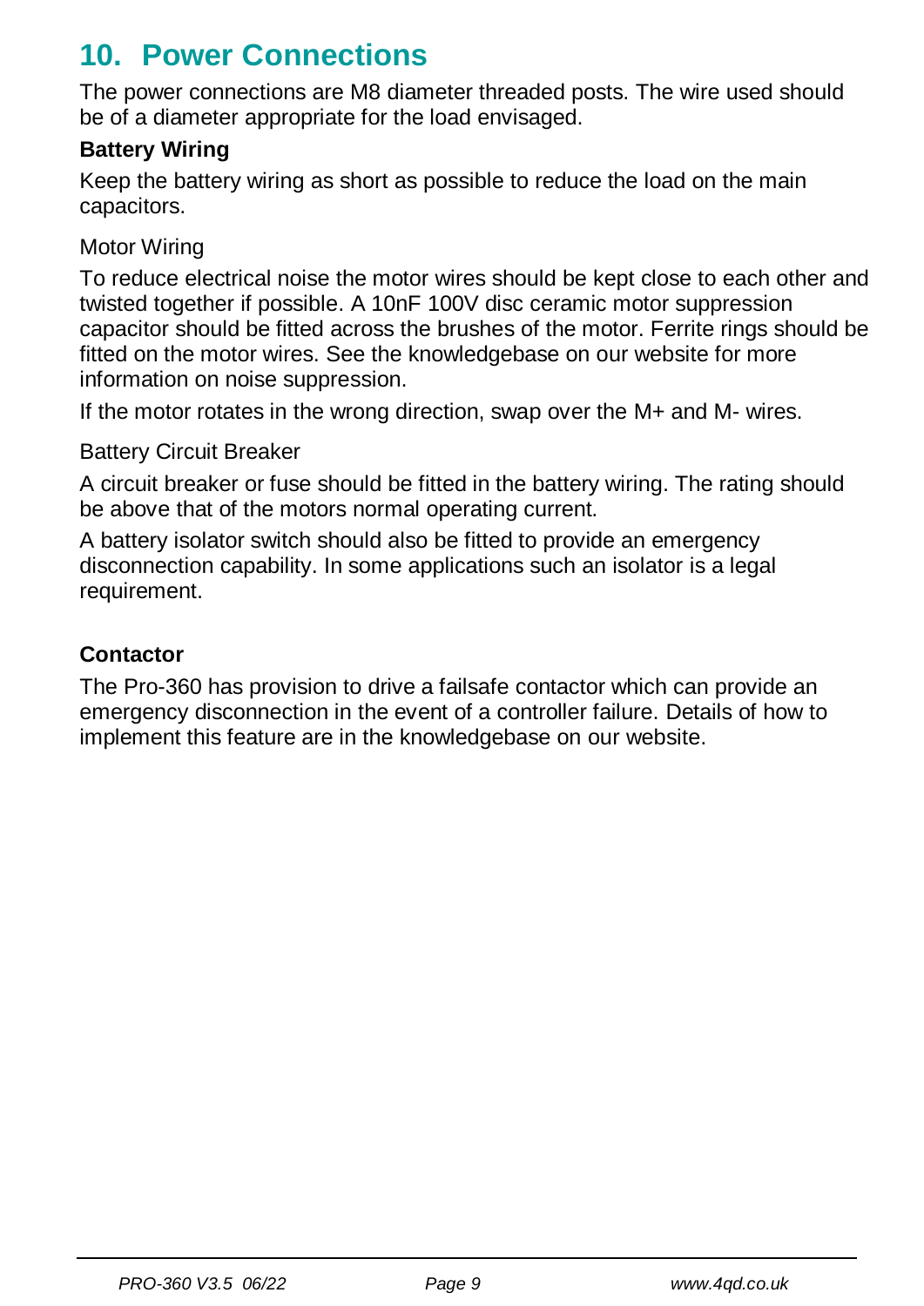# 10. Power Connections

The power connections are M8 diameter threaded posts. The wire used should be of a diameter appropriate for the load envisaged.

**Battery Wiring**

Keep the battery wiring as short as possible to reduce the load on the main capacitors.

Motor Wiring

To reduce electrical noise the motor wires should be kept close to each other and twisted together if possible. A 10nF 100V disc ceramic motor suppression capacitor should be fitted across the brushes of the motor. Ferrite rings should be fitted on the motor wires. See the knowledgebase on our website for more information on noise suppression.

If the motor rotates in the wrong direction, swap over the M+ and M- wires.

Battery Circuit Breaker

A circuit breaker or fuse should be fitted in the battery wiring. The rating should be above that of the motors normal operating current.

A battery isolator switch should also be fitted to provide an emergency disconnection capability. In some applications such an isolator is a legal requirement.

**Contactor**

The Pro-360 has provision to drive a failsafe contactor which can provide an emergency disconnection in the event of a controller failure. Details of how to implement this feature are in the knowledgebase on our website.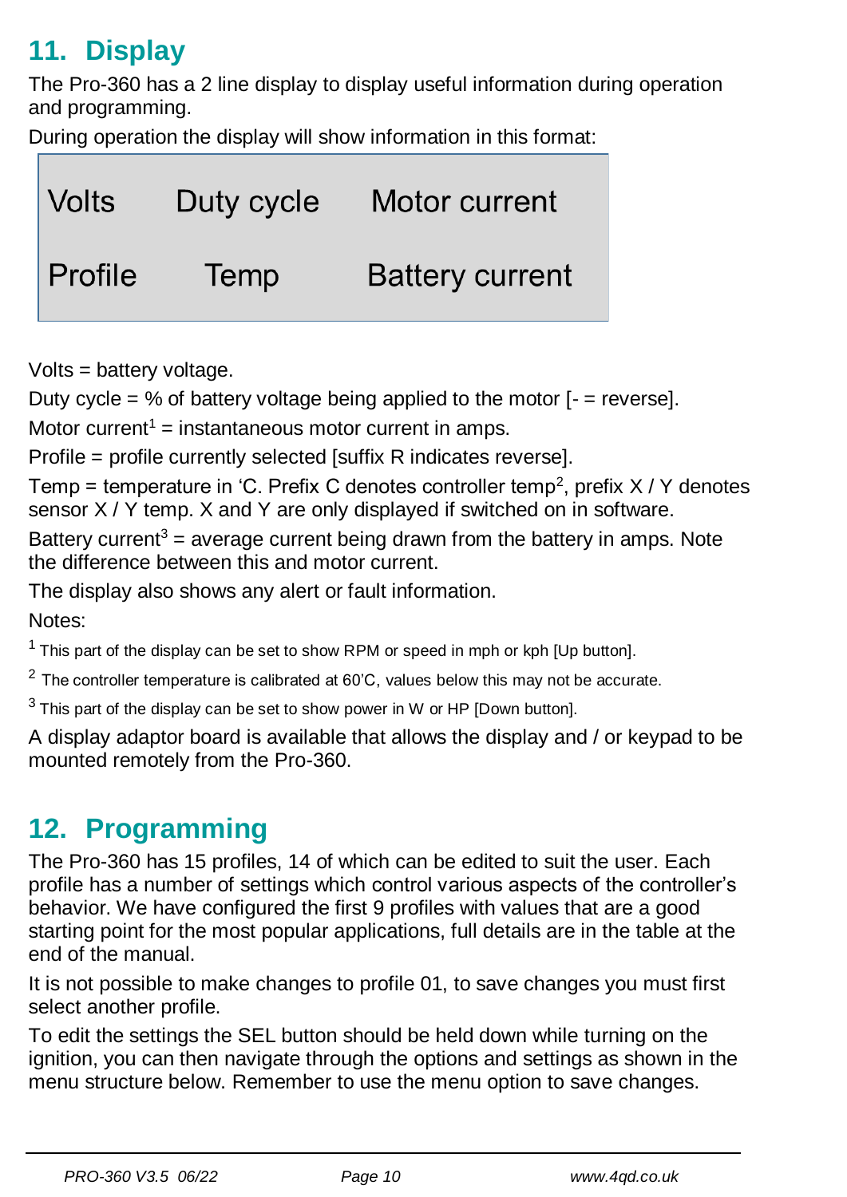## 11. Display

The Pro-360 has a 2 line display to display useful information during operation and programming.

During operation the display will show information in this format:

| Volts | Duty cycle | Motor current |
|---|---|---|
| Profile | Temp | Battery current |

Volts = battery voltage.

Duty cycle = % of battery voltage being applied to the motor [- = reverse].

Motor current[1] = instantaneous motor current in amps.

Profile = profile currently selected [suffix R indicates reverse].

Temp = temperature in 'C. Prefix C denotes controller temp[2], prefix X / Y denotes sensor X / Y temp. X and Y are only displayed if switched on in software.

Battery current[3] = average current being drawn from the battery in amps. Note the difference between this and motor current.

The display also shows any alert or fault information.

Notes:

[1] This part of the display can be set to show RPM or speed in mph or kph [Up button].

[2] The controller temperature is calibrated at 60'C, values below this may not be accurate.

[3] This part of the display can be set to show power in W or HP [Down button].

A display adaptor board is available that allows the display and / or keypad to be mounted remotely from the Pro-360.

## 12. Programming

The Pro-360 has 15 profiles, 14 of which can be edited to suit the user. Each profile has a number of settings which control various aspects of the controller's behavior. We have configured the first 9 profiles with values that are a good starting point for the most popular applications, full details are in the table at the end of the manual.

It is not possible to make changes to profile 01, to save changes you must first select another profile.

To edit the settings the SEL button should be held down while turning on the ignition, you can then navigate through the options and settings as shown in the menu structure below. Remember to use the menu option to save changes.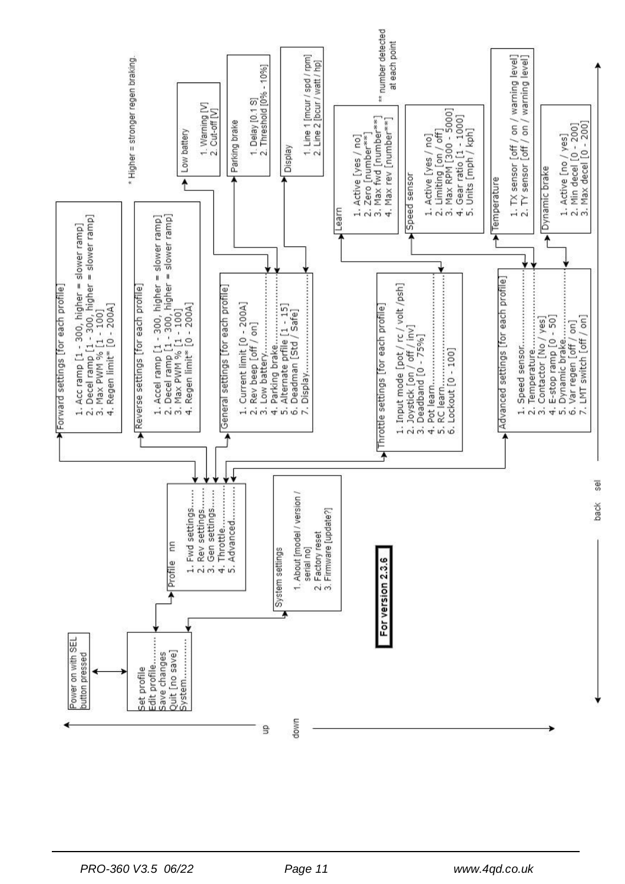**For version 2.3.6**

Power on with SEL button pressed

- Set profile
- Edit profile........
- Save changes
- Quit [no save]
- System..............

**Profile nn**

1. Fwd settings.......
2. Rev settings.......
3. Gen settings.......
4. Throttle.............
5. Advanced...........

**System settings**

1. About [model / version / serial no]
2. Factory reset
3. Firmware [update?]

**Forward settings [for each profile]**

1. Acc ramp [1 - 300, higher = slower ramp]
2. Decel ramp [1 - 300, higher = slower ramp]
3. Max PWM % [1 - 100]
4. Regen limit* [0 - 200A]

**Reverse settings [for each profile]**

1. Accel ramp [1 - 300, higher = slower ramp]
2. Decel ramp [1 - 300, higher = slower ramp]
3. Max PWM % [1 - 100]
4. Regen limit* [0 - 200A]

\* Higher = stronger regen braking.

**General settings [for each profile]**

1. Current limit [0 - 200A]
2. Rev beep [off / on]
3. Low battery.......
4. Parking brake.......
5. Alternate prfile [1 - 15]
6. Deadman [Std / Safe]
7. Display.......

**Low battery**

1. Warning [V]
2. Cut-off [V]

**Parking brake**

1. Delay [0.1 S]
2. Threshold [0% - 10%]

**Display**

1. Line 1 [mcur / spd / rpm]
2. Line 2 [bcur / watt / hp]

**Throttle settings [for each profile]**

1. Input mode [pot / rc / volt /psh]
2. Joystick [on / off / inv]
3. Deadband [0 - 75%]
4. Pot learn.......
5. RC learn.......
6. Lockout [0 - 100]

**Learn**

1. Active [yes / no]
2. Zero [number**]
3. Max fwd [number**]
4. Max rev [number**]

\*\* number detected at each point

**Advanced settings [for each profile]**

1. Speed sensor.......
2. Temperature.......
3. Contactor [No / yes]
4. E-stop ramp [0 - 50]
5. Dynamic brake.......
6. Var regen [off / on]
7. LMT switch [off / on]

**Speed sensor**

1. Active [yes / no]
2. Limiting [on / off]
3. Max RPM [300 - 5000]
4. Gear ratio [1 - 1000]
5. Units [mph / kph]

**Temperature**

1. TX sensor [off / on / warning level]
2. TY sensor [off / on / warning level]

**Dynamic brake**

1. Active [no / yes]
2. Min decel [0 - 200]
3. Max decel [0 - 200]

up / down

back / sel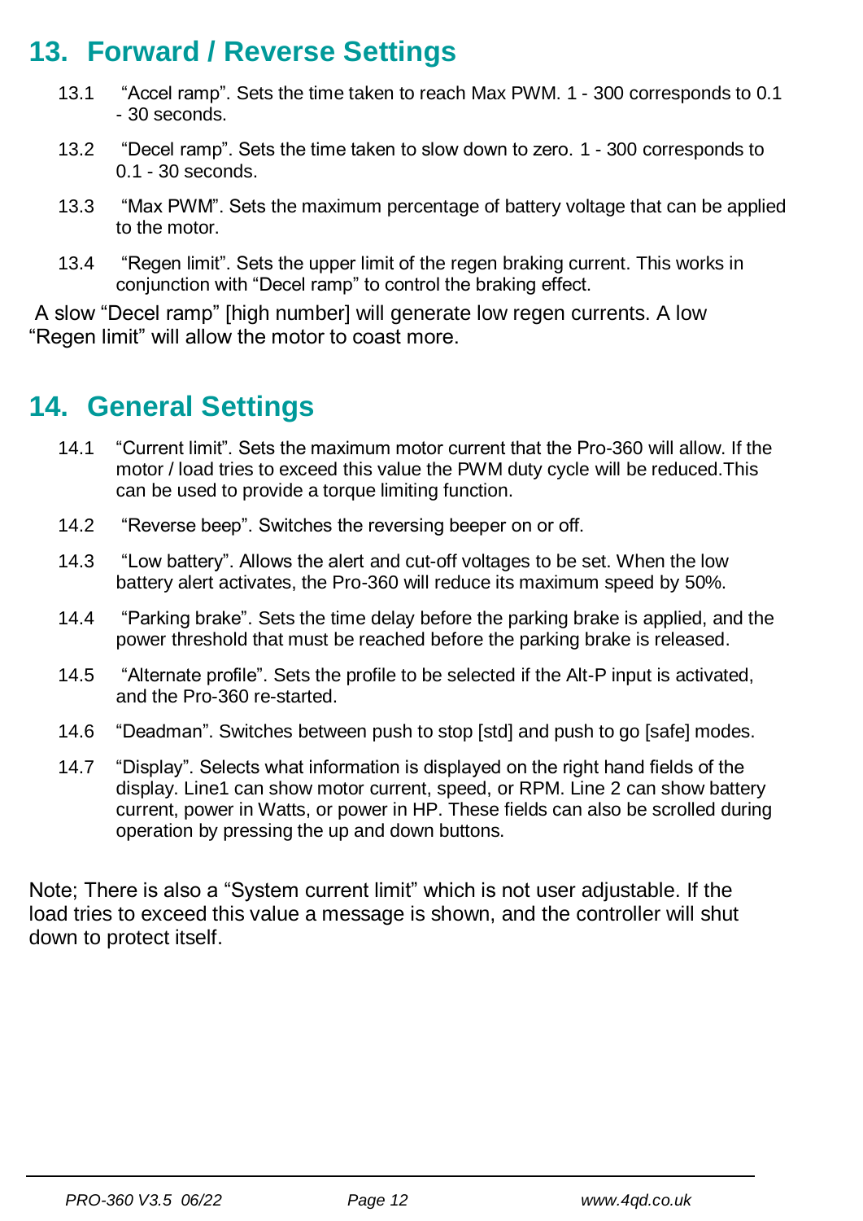## 13. Forward / Reverse Settings

13.1 "Accel ramp". Sets the time taken to reach Max PWM. 1 - 300 corresponds to 0.1 - 30 seconds.

13.2 "Decel ramp". Sets the time taken to slow down to zero. 1 - 300 corresponds to 0.1 - 30 seconds.

13.3 "Max PWM". Sets the maximum percentage of battery voltage that can be applied to the motor.

13.4 "Regen limit". Sets the upper limit of the regen braking current. This works in conjunction with "Decel ramp" to control the braking effect.

A slow "Decel ramp" [high number] will generate low regen currents. A low "Regen limit" will allow the motor to coast more.

## 14. General Settings

14.1 "Current limit". Sets the maximum motor current that the Pro-360 will allow. If the motor / load tries to exceed this value the PWM duty cycle will be reduced.This can be used to provide a torque limiting function.

14.2 "Reverse beep". Switches the reversing beeper on or off.

14.3 "Low battery". Allows the alert and cut-off voltages to be set. When the low battery alert activates, the Pro-360 will reduce its maximum speed by 50%.

14.4 "Parking brake". Sets the time delay before the parking brake is applied, and the power threshold that must be reached before the parking brake is released.

14.5 "Alternate profile". Sets the profile to be selected if the Alt-P input is activated, and the Pro-360 re-started.

14.6 "Deadman". Switches between push to stop [std] and push to go [safe] modes.

14.7 "Display". Selects what information is displayed on the right hand fields of the display. Line1 can show motor current, speed, or RPM. Line 2 can show battery current, power in Watts, or power in HP. These fields can also be scrolled during operation by pressing the up and down buttons.

Note; There is also a "System current limit" which is not user adjustable. If the load tries to exceed this value a message is shown, and the controller will shut down to protect itself.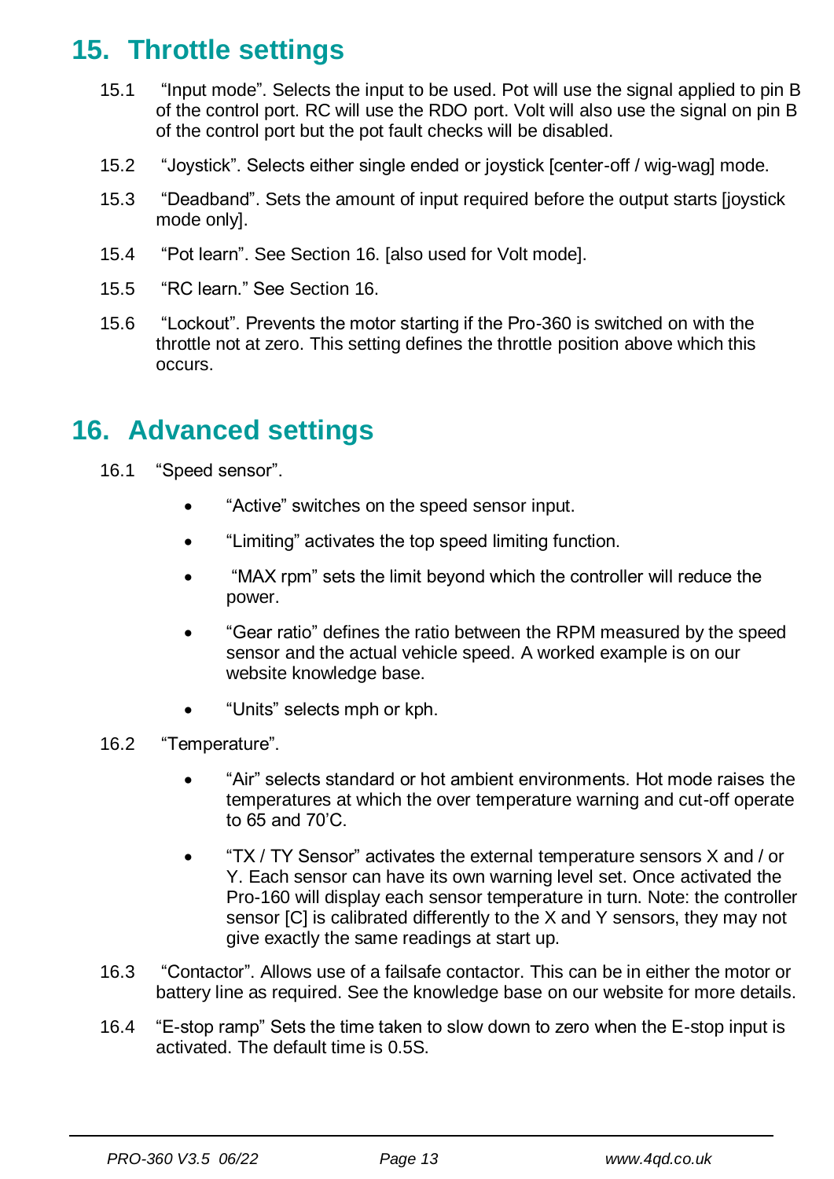## 15. Throttle settings

15.1 "Input mode". Selects the input to be used. Pot will use the signal applied to pin B of the control port. RC will use the RDO port. Volt will also use the signal on pin B of the control port but the pot fault checks will be disabled.

15.2 "Joystick". Selects either single ended or joystick [center-off / wig-wag] mode.

15.3 "Deadband". Sets the amount of input required before the output starts [joystick mode only].

15.4 "Pot learn". See Section 16. [also used for Volt mode].

15.5 "RC learn." See Section 16.

15.6 "Lockout". Prevents the motor starting if the Pro-360 is switched on with the throttle not at zero. This setting defines the throttle position above which this occurs.

## 16. Advanced settings

16.1 "Speed sensor".

- "Active" switches on the speed sensor input.
- "Limiting" activates the top speed limiting function.
- "MAX rpm" sets the limit beyond which the controller will reduce the power.
- "Gear ratio" defines the ratio between the RPM measured by the speed sensor and the actual vehicle speed. A worked example is on our website knowledge base.
- "Units" selects mph or kph.

16.2 "Temperature".

- "Air" selects standard or hot ambient environments. Hot mode raises the temperatures at which the over temperature warning and cut-off operate to 65 and 70'C.
- "TX / TY Sensor" activates the external temperature sensors X and / or Y. Each sensor can have its own warning level set. Once activated the Pro-160 will display each sensor temperature in turn. Note: the controller sensor [C] is calibrated differently to the X and Y sensors, they may not give exactly the same readings at start up.

16.3 "Contactor". Allows use of a failsafe contactor. This can be in either the motor or battery line as required. See the knowledge base on our website for more details.

16.4 "E-stop ramp" Sets the time taken to slow down to zero when the E-stop input is activated. The default time is 0.5S.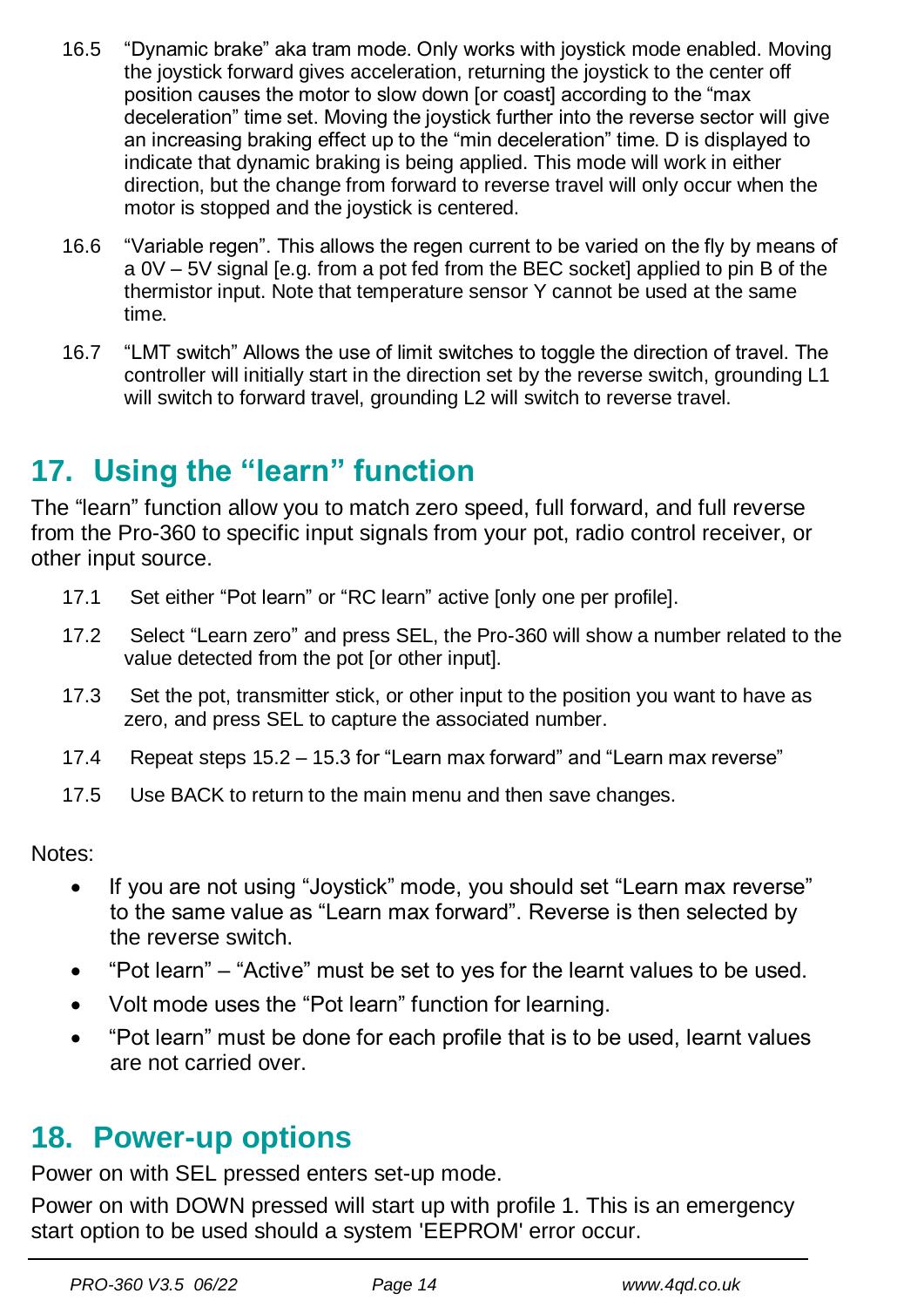16.5 "Dynamic brake" aka tram mode. Only works with joystick mode enabled. Moving the joystick forward gives acceleration, returning the joystick to the center off position causes the motor to slow down [or coast] according to the "max deceleration" time set. Moving the joystick further into the reverse sector will give an increasing braking effect up to the "min deceleration" time. D is displayed to indicate that dynamic braking is being applied. This mode will work in either direction, but the change from forward to reverse travel will only occur when the motor is stopped and the joystick is centered.

16.6 "Variable regen". This allows the regen current to be varied on the fly by means of a 0V – 5V signal [e.g. from a pot fed from the BEC socket] applied to pin B of the thermistor input. Note that temperature sensor Y cannot be used at the same time.

16.7 "LMT switch" Allows the use of limit switches to toggle the direction of travel. The controller will initially start in the direction set by the reverse switch, grounding L1 will switch to forward travel, grounding L2 will switch to reverse travel.

## 17. Using the "learn" function

The "learn" function allow you to match zero speed, full forward, and full reverse from the Pro-360 to specific input signals from your pot, radio control receiver, or other input source.

17.1 Set either "Pot learn" or "RC learn" active [only one per profile].

17.2 Select "Learn zero" and press SEL, the Pro-360 will show a number related to the value detected from the pot [or other input].

17.3 Set the pot, transmitter stick, or other input to the position you want to have as zero, and press SEL to capture the associated number.

17.4 Repeat steps 15.2 – 15.3 for "Learn max forward" and "Learn max reverse"

17.5 Use BACK to return to the main menu and then save changes.

Notes:

- If you are not using "Joystick" mode, you should set "Learn max reverse" to the same value as "Learn max forward". Reverse is then selected by the reverse switch.
- "Pot learn" – "Active" must be set to yes for the learnt values to be used.
- Volt mode uses the "Pot learn" function for learning.
- "Pot learn" must be done for each profile that is to be used, learnt values are not carried over.

## 18. Power-up options

Power on with SEL pressed enters set-up mode.

Power on with DOWN pressed will start up with profile 1. This is an emergency start option to be used should a system 'EEPROM' error occur.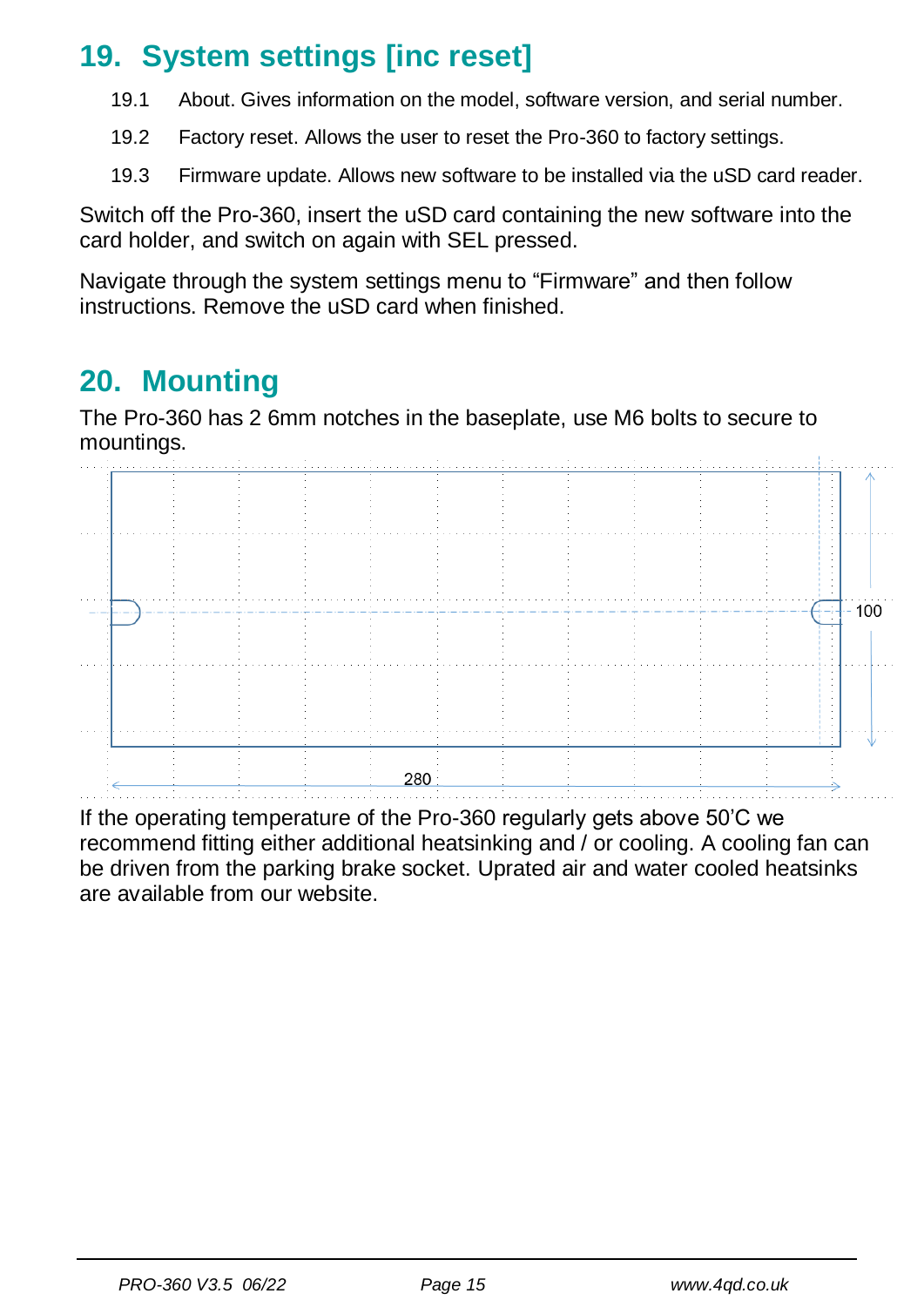## 19. System settings [inc reset]

19.1 About. Gives information on the model, software version, and serial number.

19.2 Factory reset. Allows the user to reset the Pro-360 to factory settings.

19.3 Firmware update. Allows new software to be installed via the uSD card reader.

Switch off the Pro-360, insert the uSD card containing the new software into the card holder, and switch on again with SEL pressed.

Navigate through the system settings menu to “Firmware” and then follow instructions. Remove the uSD card when finished.

## 20. Mounting

The Pro-360 has 2 6mm notches in the baseplate, use M6 bolts to secure to mountings.

100

280

If the operating temperature of the Pro-360 regularly gets above 50’C we recommend fitting either additional heatsinking and / or cooling. A cooling fan can be driven from the parking brake socket. Uprated air and water cooled heatsinks are available from our website.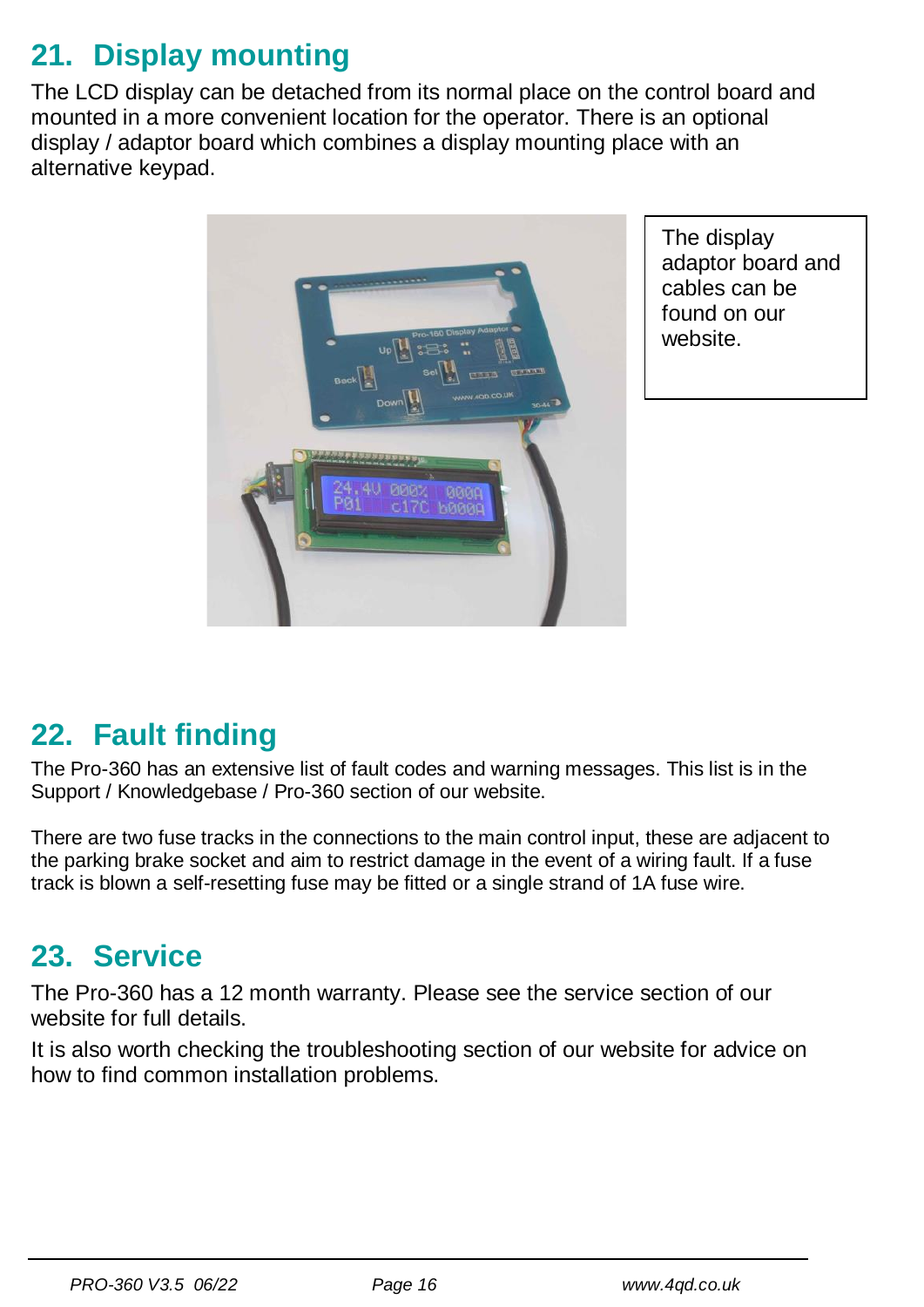## 21. Display mounting

The LCD display can be detached from its normal place on the control board and mounted in a more convenient location for the operator. There is an optional display / adaptor board which combines a display mounting place with an alternative keypad.

The display adaptor board and cables can be found on our website.

## 22. Fault finding

The Pro-360 has an extensive list of fault codes and warning messages. This list is in the Support / Knowledgebase / Pro-360 section of our website.

There are two fuse tracks in the connections to the main control input, these are adjacent to the parking brake socket and aim to restrict damage in the event of a wiring fault. If a fuse track is blown a self-resetting fuse may be fitted or a single strand of 1A fuse wire.

## 23. Service

The Pro-360 has a 12 month warranty. Please see the service section of our website for full details.

It is also worth checking the troubleshooting section of our website for advice on how to find common installation problems.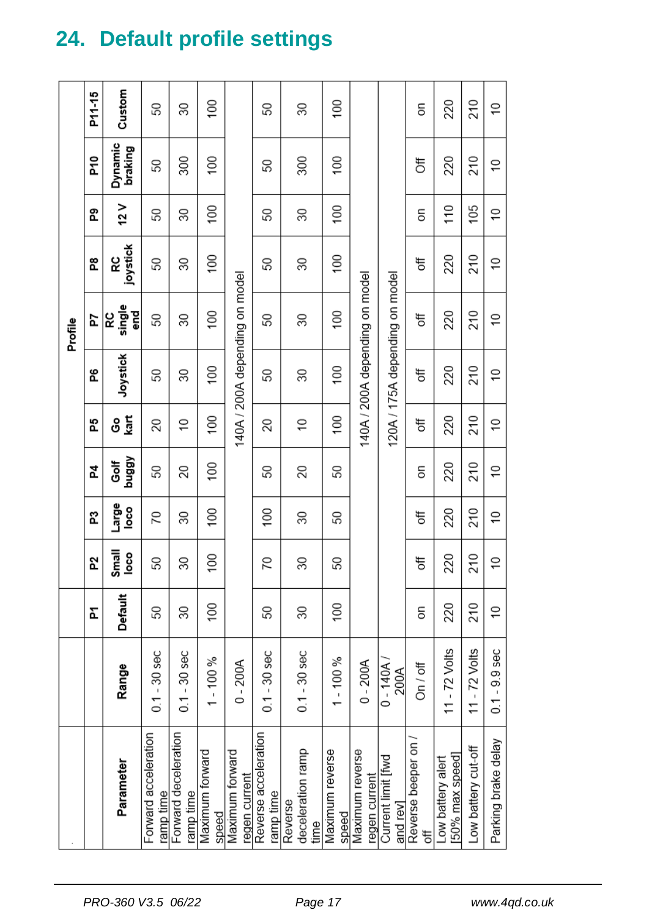# 24. Default profile settings

| Parameter | Range | P1 Default | P2 Small loco | P3 Large loco | P4 Golf buggy | P5 Go kart | P6 Joystick | P7 RC single end | P8 RC joystick | P9 12 V | P10 Dynamic braking | P11-15 Custom |
|---|---|---|---|---|---|---|---|---|---|---|---|---|
| Forward acceleration ramp time | 0.1 - 30 sec | 50 | 50 | 70 | 50 | 20 | 50 | 50 | 50 | 50 | 50 | 50 |
| Forward deceleration ramp time | 0.1 - 30 sec | 30 | 30 | 30 | 20 | 10 | 30 | 30 | 30 | 30 | 300 | 30 |
| Maximum forward speed | 1 - 100 % | 100 | 100 | 100 | 100 | 100 | 100 | 100 | 100 | 100 | 100 | 100 |
| Maximum forward regen current | 0 - 200A | 140A / 200A depending on model | | | | | | | | | | |
| Reverse acceleration ramp time | 0.1 - 30 sec | 50 | 70 | 100 | 50 | 20 | 50 | 50 | 50 | 50 | 50 | 50 |
| Reverse deceleration ramp time | 0.1 - 30 sec | 30 | 30 | 30 | 20 | 10 | 30 | 30 | 30 | 30 | 300 | 30 |
| Maximum reverse speed | 1 - 100 % | 100 | 50 | 50 | 50 | 100 | 100 | 100 | 100 | 100 | 100 | 100 |
| Maximum reverse regen current | 0 - 200A | 140A / 200A depending on model | | | | | | | | | | |
| Current limit [fwd and rev] | 0 - 140A / 200A | 120A / 175A depending on model | | | | | | | | | | |
| Reverse beeper on / off | On / off | on | off | off | on | off | off | off | off | on | Off | on |
| Low battery alert [50% max speed] | 11 - 72 Volts | 220 | 220 | 220 | 220 | 220 | 220 | 220 | 220 | 110 | 220 | 220 |
| Low battery cut-off | 11 - 72 Volts | 210 | 210 | 210 | 210 | 210 | 210 | 210 | 210 | 105 | 210 | 210 |
| Parking brake delay | 0.1 - 9.9 sec | 10 | 10 | 10 | 10 | 10 | 10 | 10 | 10 | 10 | 10 | 10 |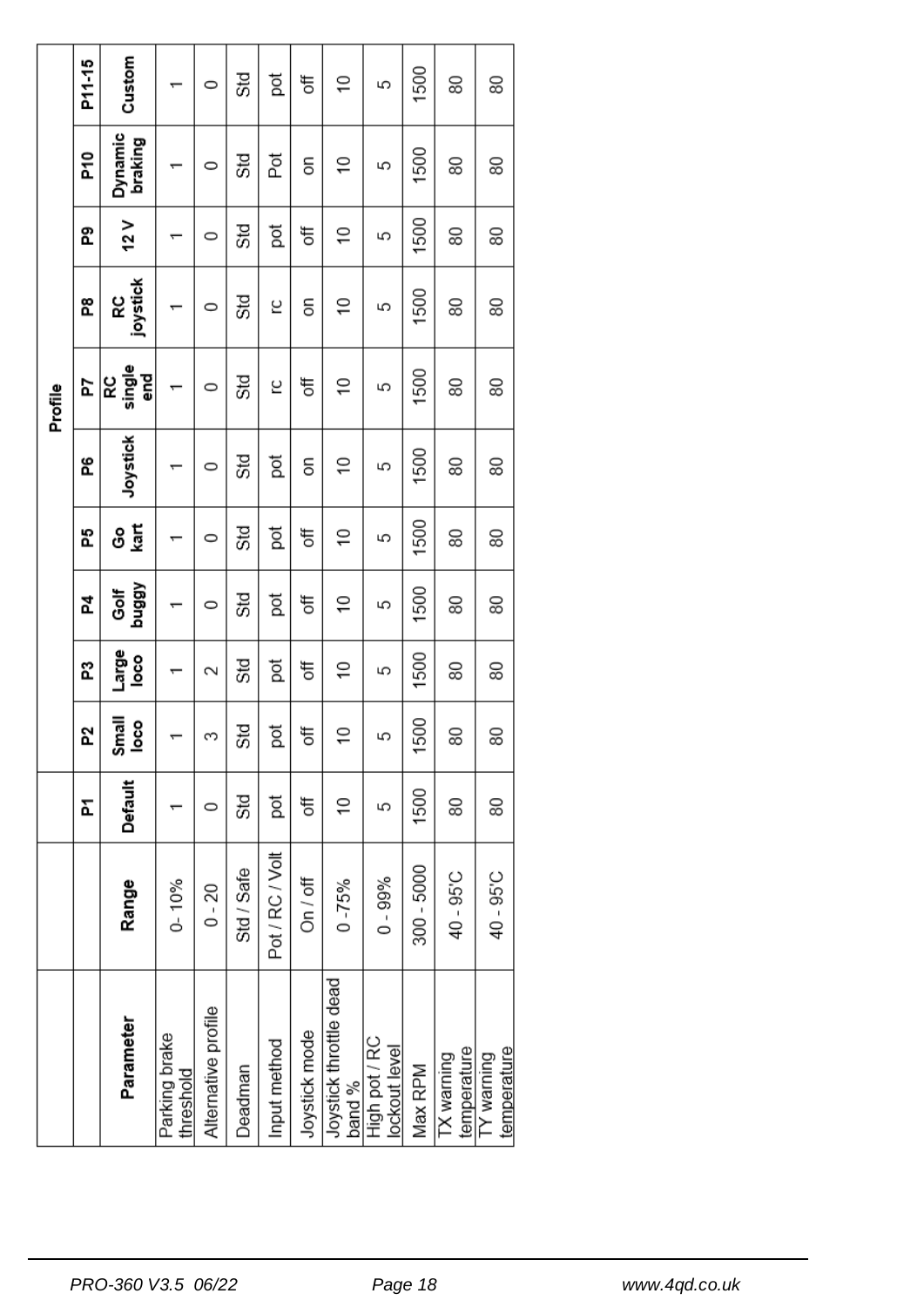| | | Profile | | | | | | | | | | |
|---|---|---|---|---|---|---|---|---|---|---|---|---|
| | | P1 | P2 | P3 | P4 | P5 | P6 | P7 | P8 | P9 | P10 | P11-15 |
| **Parameter** | **Range** | **Default** | **Small loco** | **Large loco** | **Golf buggy** | **Go kart** | **Joystick** | **RC single end** | **RC joystick** | **12 V** | **Dynamic braking** | **Custom** |
| Parking brake threshold | 0- 10% | 1 | 1 | 1 | 1 | 1 | 1 | 1 | 1 | 1 | 1 | 1 |
| Alternative profile | 0 - 20 | 0 | 3 | 2 | 0 | 0 | 0 | 0 | 0 | 0 | 0 | 0 |
| Deadman | Std / Safe | Std | Std | Std | Std | Std | Std | Std | Std | Std | Std | Std |
| Input method | Pot / RC / Volt | pot | pot | pot | pot | pot | pot | rc | rc | pot | Pot | pot |
| Joystick mode | On / off | off | off | off | off | off | on | off | on | off | on | off |
| Joystick throttle dead band % | 0 -75% | 10 | 10 | 10 | 10 | 10 | 10 | 10 | 10 | 10 | 10 | 10 |
| High pot / RC lockout level | 0 - 99% | 5 | 5 | 5 | 5 | 5 | 5 | 5 | 5 | 5 | 5 | 5 |
| Max RPM | 300 - 5000 | 1500 | 1500 | 1500 | 1500 | 1500 | 1500 | 1500 | 1500 | 1500 | 1500 | 1500 |
| TX warning temperature | 40 - 95'C | 80 | 80 | 80 | 80 | 80 | 80 | 80 | 80 | 80 | 80 | 80 |
| TY warning temperature | 40 - 95'C | 80 | 80 | 80 | 80 | 80 | 80 | 80 | 80 | 80 | 80 | 80 |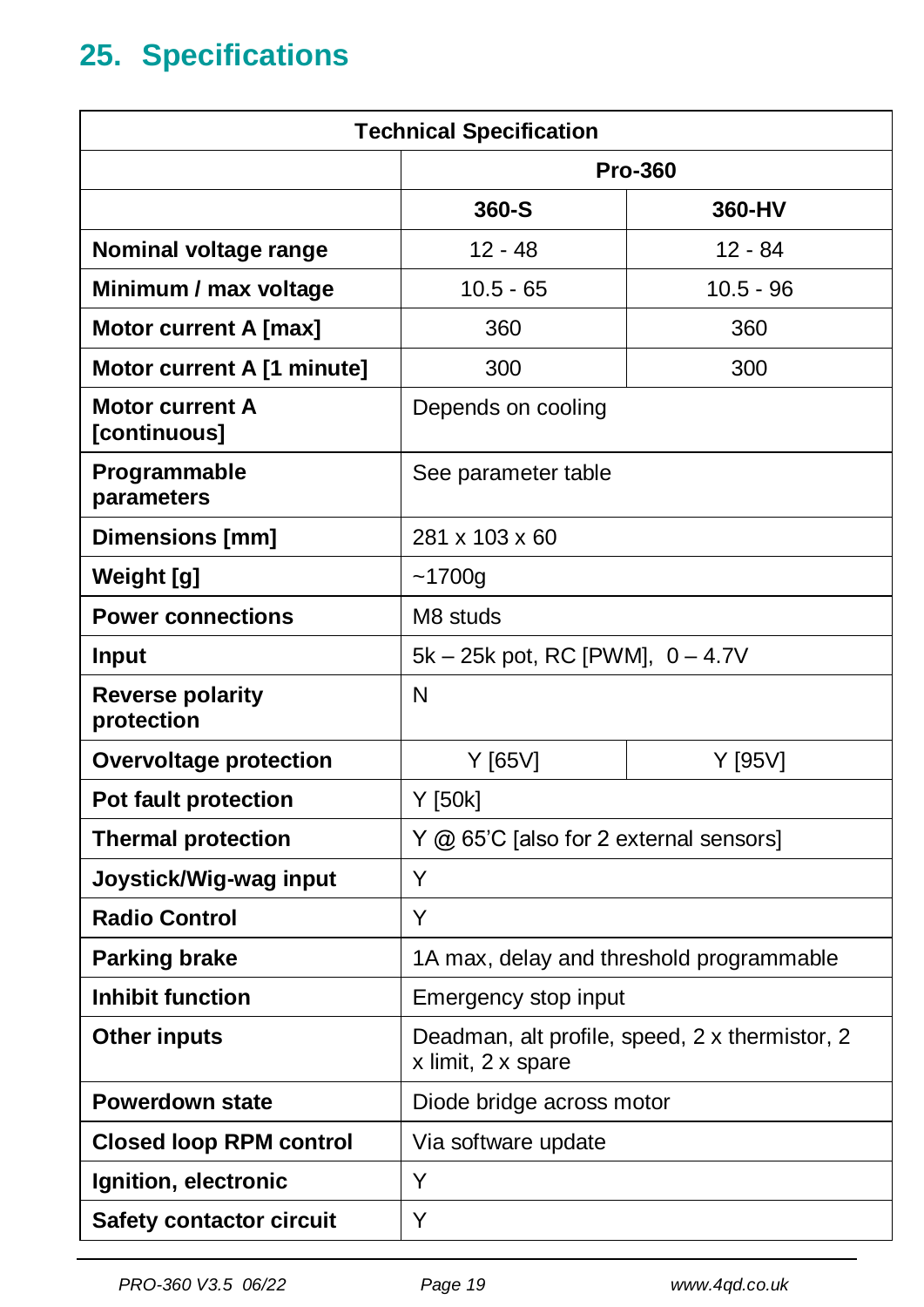## 25. Specifications

| Technical Specification | | |
|---|---|---|
| | Pro-360 | |
| | 360-S | 360-HV |
| **Nominal voltage range** | 12 - 48 | 12 - 84 |
| **Minimum / max voltage** | 10.5 - 65 | 10.5 - 96 |
| **Motor current A [max]** | 360 | 360 |
| **Motor current A [1 minute]** | 300 | 300 |
| **Motor current A [continuous]** | Depends on cooling | |
| **Programmable parameters** | See parameter table | |
| **Dimensions [mm]** | 281 x 103 x 60 | |
| **Weight [g]** | ~1700g | |
| **Power connections** | M8 studs | |
| **Input** | 5k – 25k pot, RC [PWM], 0 – 4.7V | |
| **Reverse polarity protection** | N | |
| **Overvoltage protection** | Y [65V] | Y [95V] |
| **Pot fault protection** | Y [50k] | |
| **Thermal protection** | Y @ 65'C [also for 2 external sensors] | |
| **Joystick/Wig-wag input** | Y | |
| **Radio Control** | Y | |
| **Parking brake** | 1A max, delay and threshold programmable | |
| **Inhibit function** | Emergency stop input | |
| **Other inputs** | Deadman, alt profile, speed, 2 x thermistor, 2 x limit, 2 x spare | |
| **Powerdown state** | Diode bridge across motor | |
| **Closed loop RPM control** | Via software update | |
| **Ignition, electronic** | Y | |
| **Safety contactor circuit** | Y | |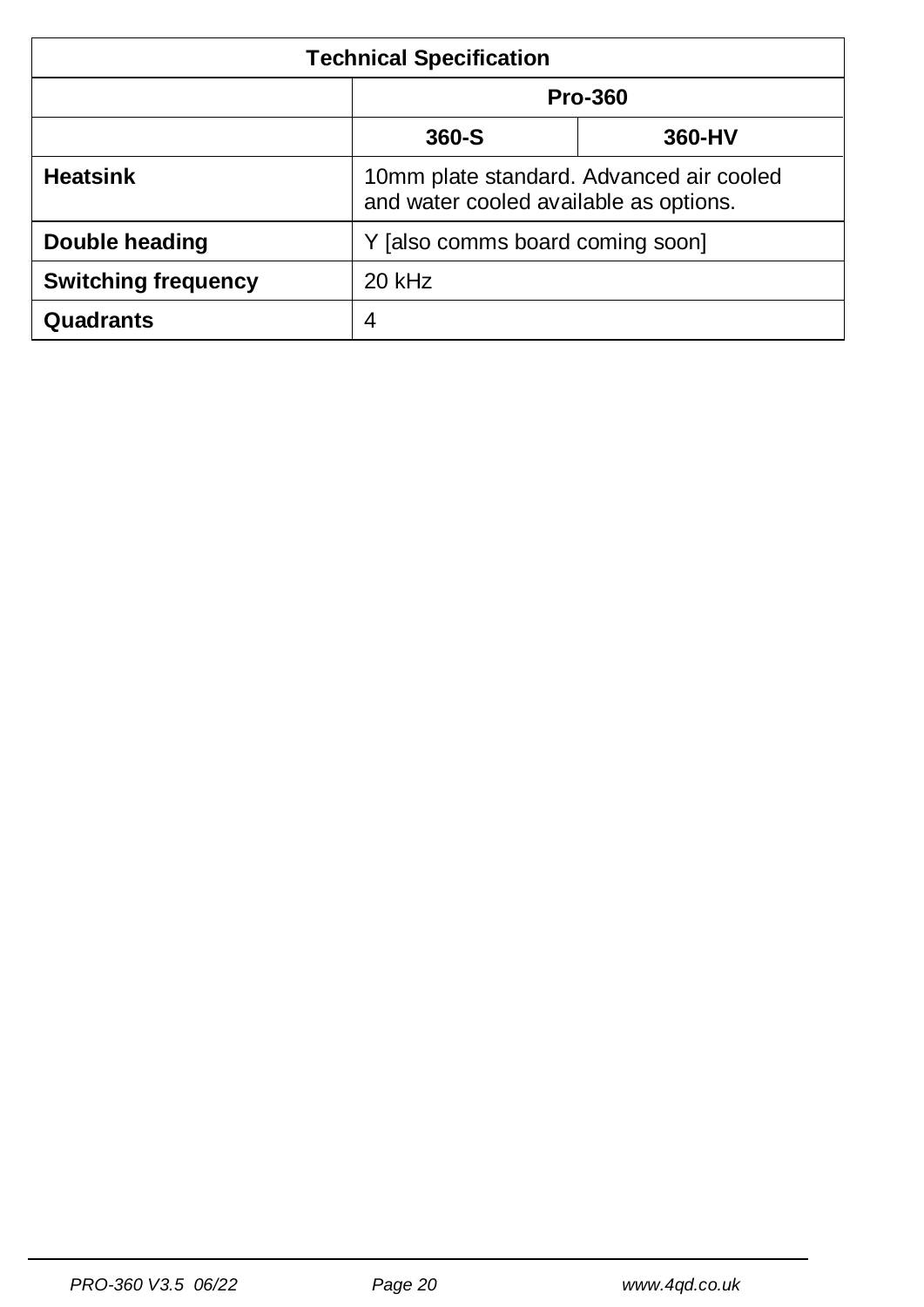| Technical Specification | | |
|---|---|---|
| | Pro-360 | |
| | 360-S | 360-HV |
| **Heatsink** | 10mm plate standard. Advanced air cooled and water cooled available as options. | |
| **Double heading** | Y [also comms board coming soon] | |
| **Switching frequency** | 20 kHz | |
| **Quadrants** | 4 | |